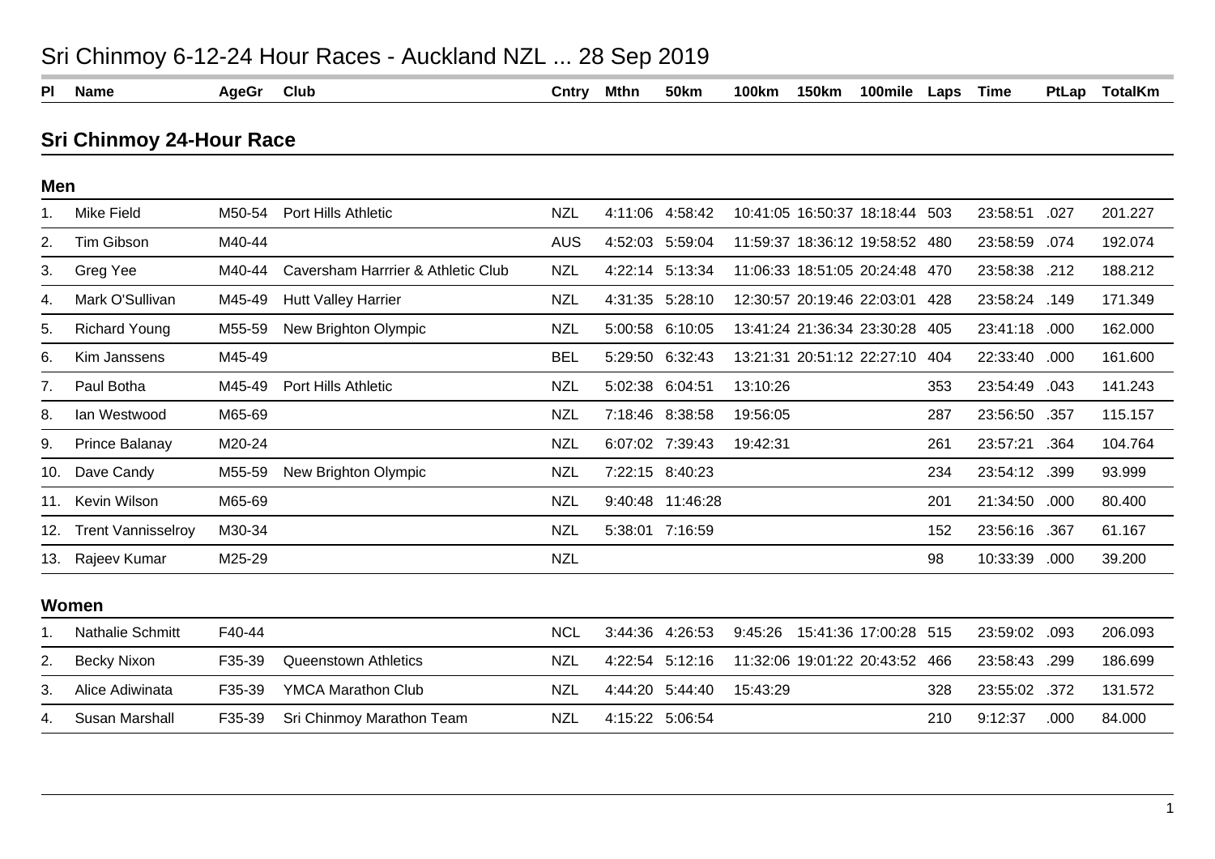# Sri Chinmoy 6-12-24 Hour Races - Auckland NZL ... 28 Sep 2019

## Sri Chinmoy 24-Hour Race

### Men

| Pl | Name | AgeGr | Club | Cntry | Mthn | 50km | 100km | 150km | 100mile | Laps | Time | PtLap | TotalKm |
|---|---|---|---|---|---|---|---|---|---|---|---|---|---|
| 1. | Mike Field | M50-54 | Port Hills Athletic | NZL | 4:11:06 | 4:58:42 | 10:41:05 | 16:50:37 | 18:18:44 | 503 | 23:58:51 | .027 | 201.227 |
| 2. | Tim Gibson | M40-44 | | AUS | 4:52:03 | 5:59:04 | 11:59:37 | 18:36:12 | 19:58:52 | 480 | 23:58:59 | .074 | 192.074 |
| 3. | Greg Yee | M40-44 | Caversham Harrrier & Athletic Club | NZL | 4:22:14 | 5:13:34 | 11:06:33 | 18:51:05 | 20:24:48 | 470 | 23:58:38 | .212 | 188.212 |
| 4. | Mark O'Sullivan | M45-49 | Hutt Valley Harrier | NZL | 4:31:35 | 5:28:10 | 12:30:57 | 20:19:46 | 22:03:01 | 428 | 23:58:24 | .149 | 171.349 |
| 5. | Richard Young | M55-59 | New Brighton Olympic | NZL | 5:00:58 | 6:10:05 | 13:41:24 | 21:36:34 | 23:30:28 | 405 | 23:41:18 | .000 | 162.000 |
| 6. | Kim Janssens | M45-49 | | BEL | 5:29:50 | 6:32:43 | 13:21:31 | 20:51:12 | 22:27:10 | 404 | 22:33:40 | .000 | 161.600 |
| 7. | Paul Botha | M45-49 | Port Hills Athletic | NZL | 5:02:38 | 6:04:51 | 13:10:26 | | | 353 | 23:54:49 | .043 | 141.243 |
| 8. | Ian Westwood | M65-69 | | NZL | 7:18:46 | 8:38:58 | 19:56:05 | | | 287 | 23:56:50 | .357 | 115.157 |
| 9. | Prince Balanay | M20-24 | | NZL | 6:07:02 | 7:39:43 | 19:42:31 | | | 261 | 23:57:21 | .364 | 104.764 |
| 10. | Dave Candy | M55-59 | New Brighton Olympic | NZL | 7:22:15 | 8:40:23 | | | | 234 | 23:54:12 | .399 | 93.999 |
| 11. | Kevin Wilson | M65-69 | | NZL | 9:40:48 | 11:46:28 | | | | 201 | 21:34:50 | .000 | 80.400 |
| 12. | Trent Vannisselroy | M30-34 | | NZL | 5:38:01 | 7:16:59 | | | | 152 | 23:56:16 | .367 | 61.167 |
| 13. | Rajeev Kumar | M25-29 | | NZL | | | | | | 98 | 10:33:39 | .000 | 39.200 |

### Women

| Pl | Name | AgeGr | Club | Cntry | Mthn | 50km | 100km | 150km | 100mile | Laps | Time | PtLap | TotalKm |
|---|---|---|---|---|---|---|---|---|---|---|---|---|---|
| 1. | Nathalie Schmitt | F40-44 | | NCL | 3:44:36 | 4:26:53 | 9:45:26 | 15:41:36 | 17:00:28 | 515 | 23:59:02 | .093 | 206.093 |
| 2. | Becky Nixon | F35-39 | Queenstown Athletics | NZL | 4:22:54 | 5:12:16 | 11:32:06 | 19:01:22 | 20:43:52 | 466 | 23:58:43 | .299 | 186.699 |
| 3. | Alice Adiwinata | F35-39 | YMCA Marathon Club | NZL | 4:44:20 | 5:44:40 | 15:43:29 | | | 328 | 23:55:02 | .372 | 131.572 |
| 4. | Susan Marshall | F35-39 | Sri Chinmoy Marathon Team | NZL | 4:15:22 | 5:06:54 | | | | 210 | 9:12:37 | .000 | 84.000 |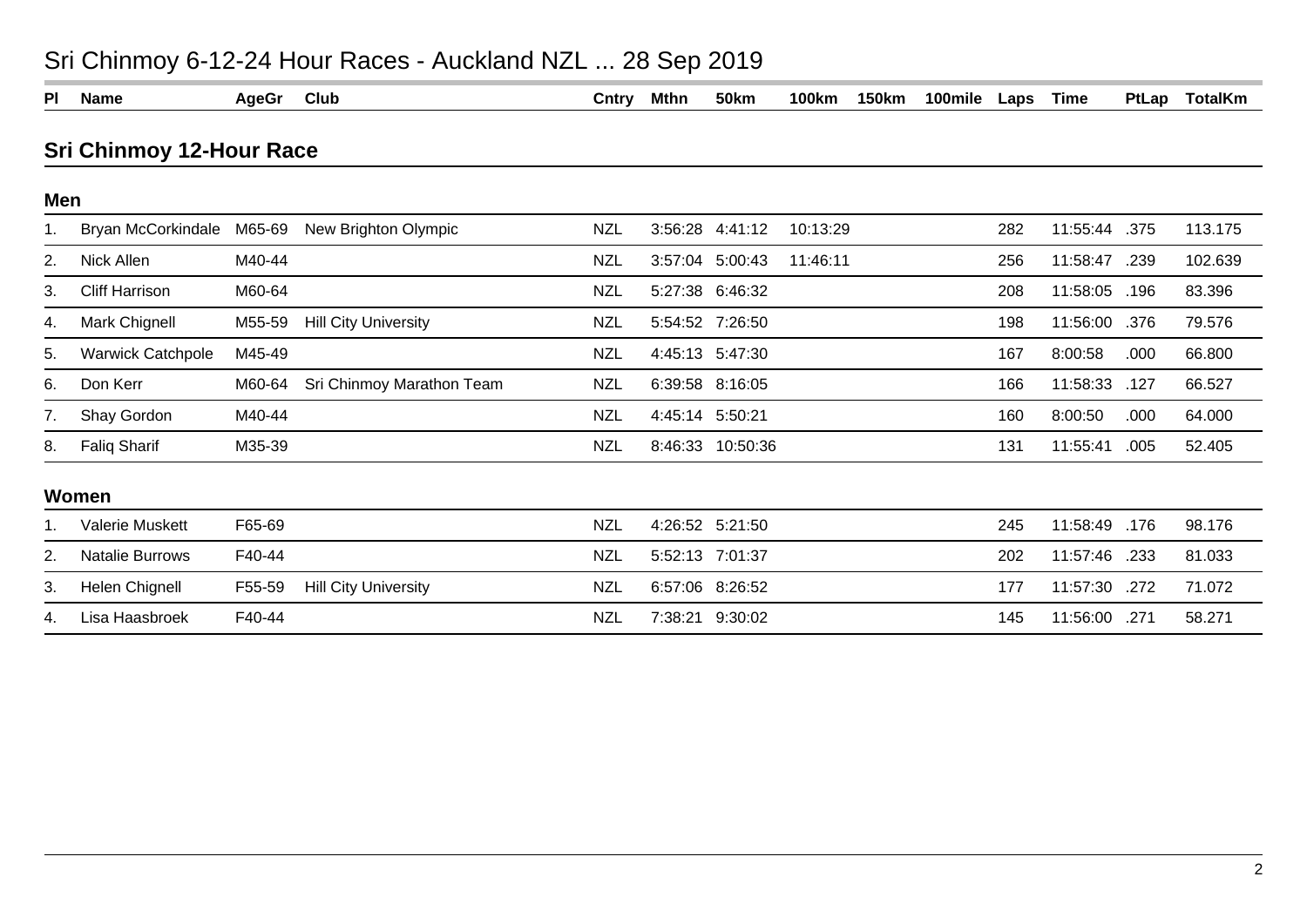# Sri Chinmoy 6-12-24 Hour Races - Auckland NZL ... 28 Sep 2019

## Sri Chinmoy 12-Hour Race

### Men

| Pl | Name | AgeGr | Club | Cntry | Mthn | 50km | 100km | 150km | 100mile | Laps | Time | PtLap | TotalKm |
|---|---|---|---|---|---|---|---|---|---|---|---|---|---|
| 1. | Bryan McCorkindale | M65-69 | New Brighton Olympic | NZL | 3:56:28 | 4:41:12 | 10:13:29 | | | 282 | 11:55:44 | .375 | 113.175 |
| 2. | Nick Allen | M40-44 | | NZL | 3:57:04 | 5:00:43 | 11:46:11 | | | 256 | 11:58:47 | .239 | 102.639 |
| 3. | Cliff Harrison | M60-64 | | NZL | 5:27:38 | 6:46:32 | | | | 208 | 11:58:05 | .196 | 83.396 |
| 4. | Mark Chignell | M55-59 | Hill City University | NZL | 5:54:52 | 7:26:50 | | | | 198 | 11:56:00 | .376 | 79.576 |
| 5. | Warwick Catchpole | M45-49 | | NZL | 4:45:13 | 5:47:30 | | | | 167 | 8:00:58 | .000 | 66.800 |
| 6. | Don Kerr | M60-64 | Sri Chinmoy Marathon Team | NZL | 6:39:58 | 8:16:05 | | | | 166 | 11:58:33 | .127 | 66.527 |
| 7. | Shay Gordon | M40-44 | | NZL | 4:45:14 | 5:50:21 | | | | 160 | 8:00:50 | .000 | 64.000 |
| 8. | Faliq Sharif | M35-39 | | NZL | 8:46:33 | 10:50:36 | | | | 131 | 11:55:41 | .005 | 52.405 |

### Women

| Pl | Name | AgeGr | Club | Cntry | Mthn | 50km | 100km | 150km | 100mile | Laps | Time | PtLap | TotalKm |
|---|---|---|---|---|---|---|---|---|---|---|---|---|---|
| 1. | Valerie Muskett | F65-69 | | NZL | 4:26:52 | 5:21:50 | | | | 245 | 11:58:49 | .176 | 98.176 |
| 2. | Natalie Burrows | F40-44 | | NZL | 5:52:13 | 7:01:37 | | | | 202 | 11:57:46 | .233 | 81.033 |
| 3. | Helen Chignell | F55-59 | Hill City University | NZL | 6:57:06 | 8:26:52 | | | | 177 | 11:57:30 | .272 | 71.072 |
| 4. | Lisa Haasbroek | F40-44 | | NZL | 7:38:21 | 9:30:02 | | | | 145 | 11:56:00 | .271 | 58.271 |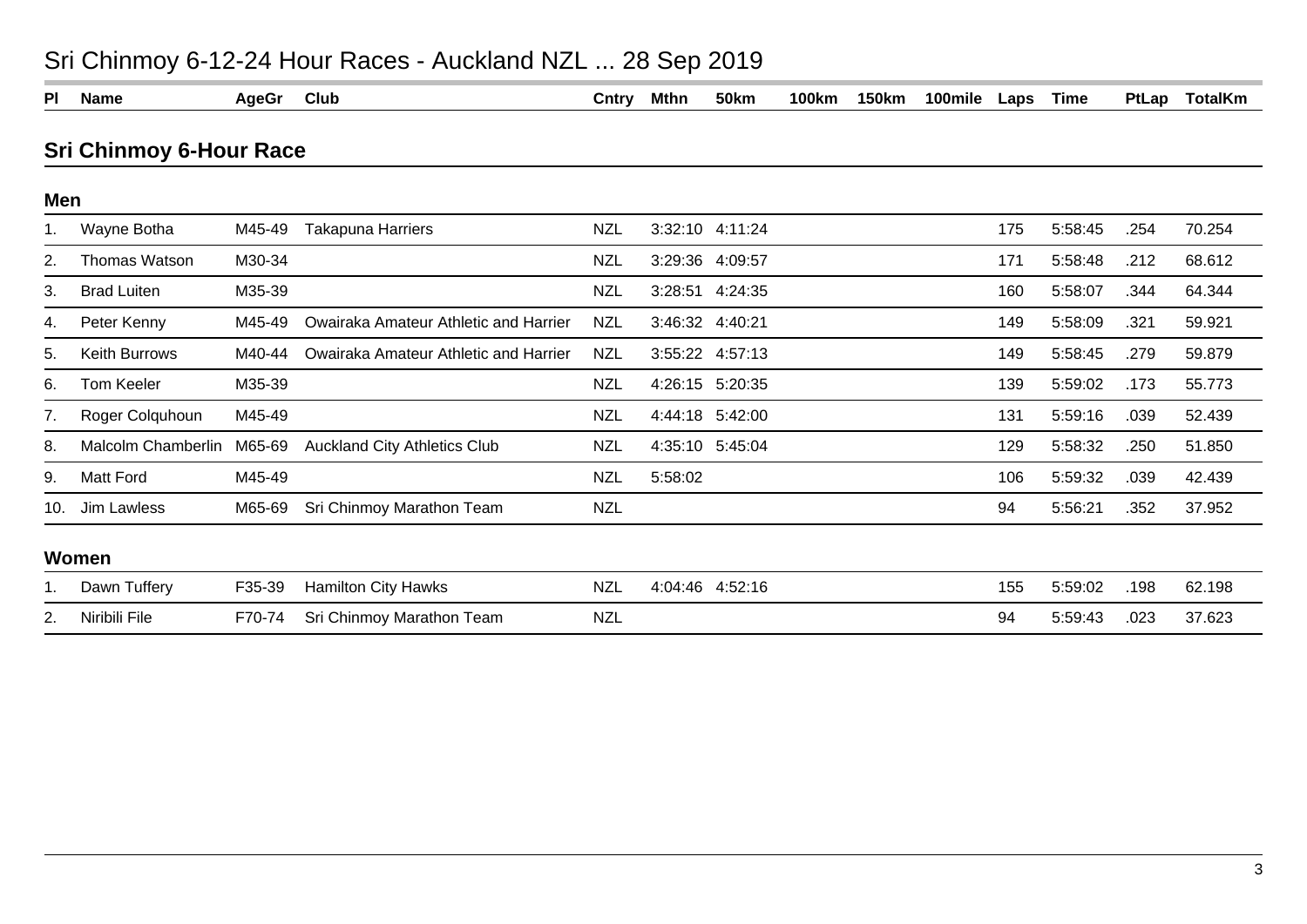# Sri Chinmoy 6-12-24 Hour Races - Auckland NZL ... 28 Sep 2019

## Sri Chinmoy 6-Hour Race

### Men

| Pl | Name | AgeGr | Club | Cntry | Mthn | 50km | 100km | 150km | 100mile | Laps | Time | PtLap | TotalKm |
|---|---|---|---|---|---|---|---|---|---|---|---|---|---|
| 1. | Wayne Botha | M45-49 | Takapuna Harriers | NZL | 3:32:10 | 4:11:24 | | | | 175 | 5:58:45 | .254 | 70.254 |
| 2. | Thomas Watson | M30-34 | | NZL | 3:29:36 | 4:09:57 | | | | 171 | 5:58:48 | .212 | 68.612 |
| 3. | Brad Luiten | M35-39 | | NZL | 3:28:51 | 4:24:35 | | | | 160 | 5:58:07 | .344 | 64.344 |
| 4. | Peter Kenny | M45-49 | Owairaka Amateur Athletic and Harrier | NZL | 3:46:32 | 4:40:21 | | | | 149 | 5:58:09 | .321 | 59.921 |
| 5. | Keith Burrows | M40-44 | Owairaka Amateur Athletic and Harrier | NZL | 3:55:22 | 4:57:13 | | | | 149 | 5:58:45 | .279 | 59.879 |
| 6. | Tom Keeler | M35-39 | | NZL | 4:26:15 | 5:20:35 | | | | 139 | 5:59:02 | .173 | 55.773 |
| 7. | Roger Colquhoun | M45-49 | | NZL | 4:44:18 | 5:42:00 | | | | 131 | 5:59:16 | .039 | 52.439 |
| 8. | Malcolm Chamberlin | M65-69 | Auckland City Athletics Club | NZL | 4:35:10 | 5:45:04 | | | | 129 | 5:58:32 | .250 | 51.850 |
| 9. | Matt Ford | M45-49 | | NZL | 5:58:02 | | | | | 106 | 5:59:32 | .039 | 42.439 |
| 10. | Jim Lawless | M65-69 | Sri Chinmoy Marathon Team | NZL | | | | | | 94 | 5:56:21 | .352 | 37.952 |

### Women

| Pl | Name | AgeGr | Club | Cntry | Mthn | 50km | 100km | 150km | 100mile | Laps | Time | PtLap | TotalKm |
|---|---|---|---|---|---|---|---|---|---|---|---|---|---|
| 1. | Dawn Tuffery | F35-39 | Hamilton City Hawks | NZL | 4:04:46 | 4:52:16 | | | | 155 | 5:59:02 | .198 | 62.198 |
| 2. | Niribili File | F70-74 | Sri Chinmoy Marathon Team | NZL | | | | | | 94 | 5:59:43 | .023 | 37.623 |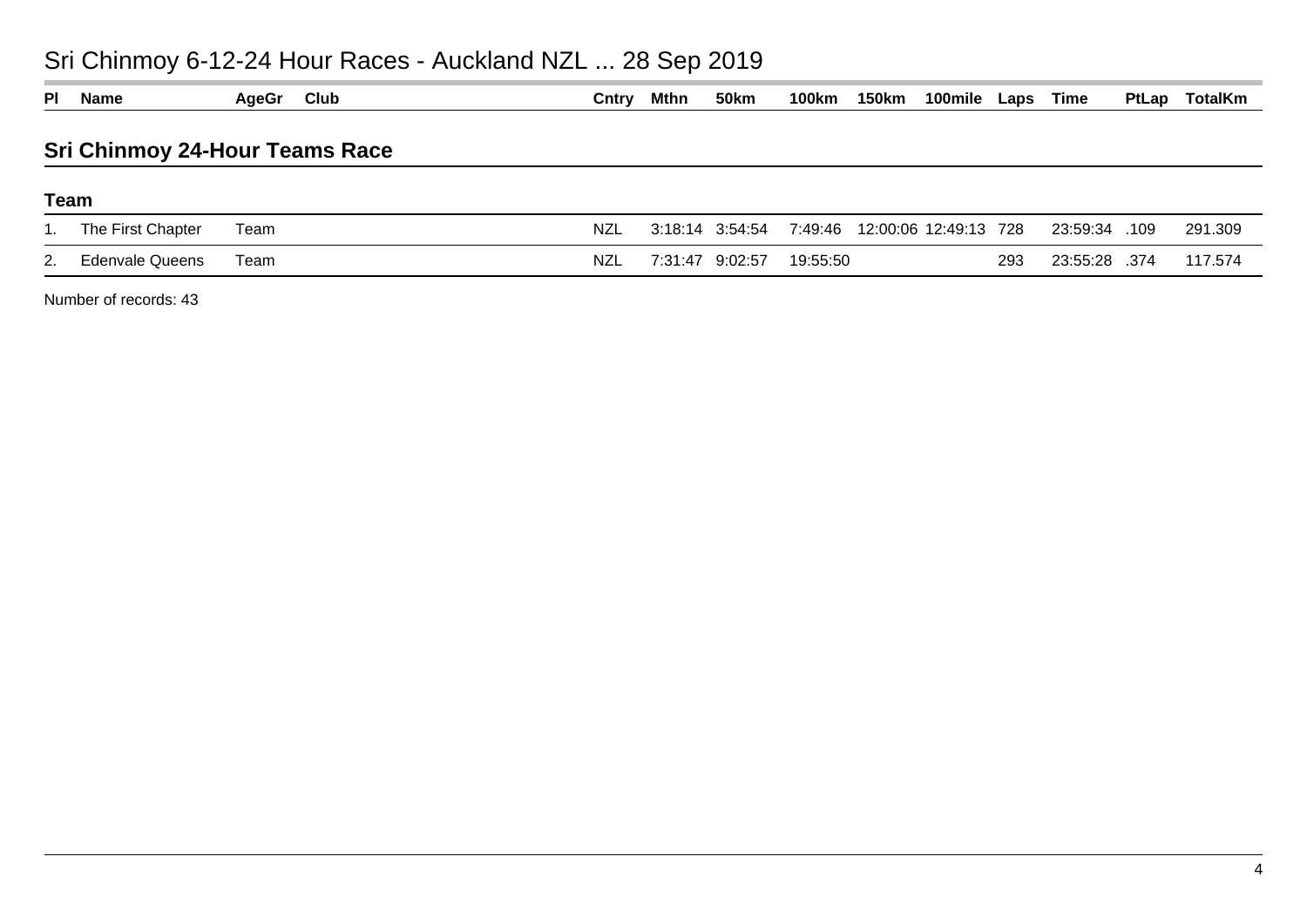# Sri Chinmoy 6-12-24 Hour Races - Auckland NZL ... 28 Sep 2019

## Sri Chinmoy 24-Hour Teams Race

### Team

| Pl | Name | AgeGr | Club | Cntry | Mthn | 50km | 100km | 150km | 100mile | Laps | Time | PtLap | TotalKm |
|---|---|---|---|---|---|---|---|---|---|---|---|---|---|
| 1. | The First Chapter | Team | | NZL | 3:18:14 | 3:54:54 | 7:49:46 | 12:00:06 | 12:49:13 | 728 | 23:59:34 | .109 | 291.309 |
| 2. | Edenvale Queens | Team | | NZL | 7:31:47 | 9:02:57 | 19:55:50 | | | 293 | 23:55:28 | .374 | 117.574 |

Number of records: 43